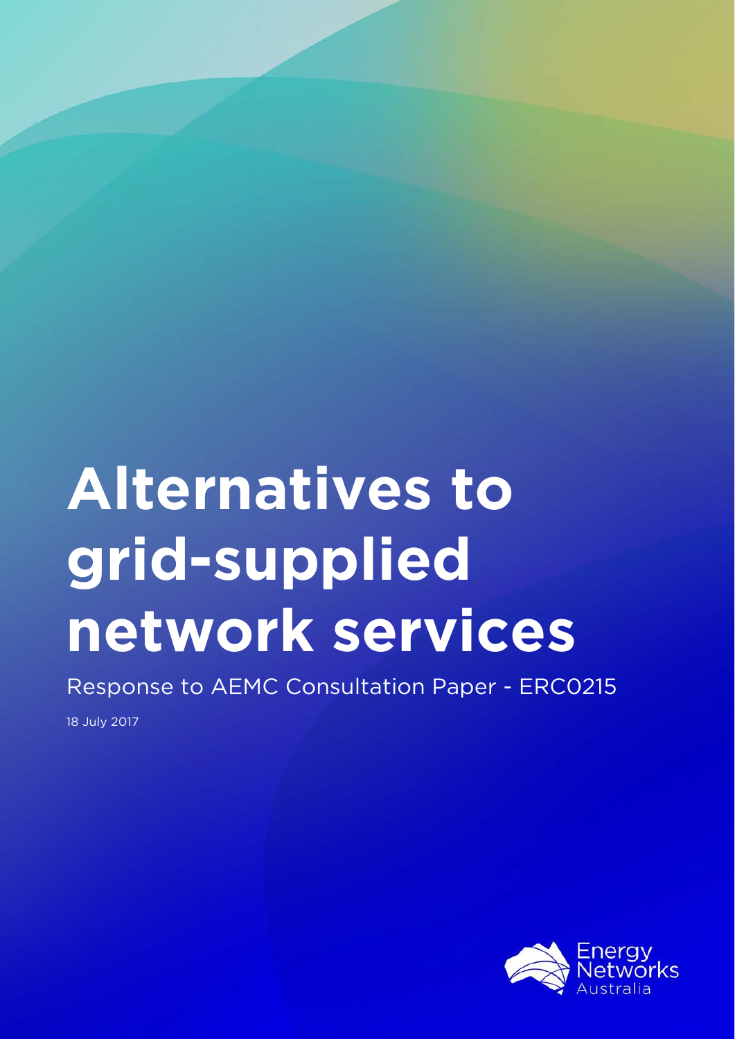# Alternatives to grid-supplied network services

Response to AEMC Consultation Paper - ERC0215

18 July 2017

Energy Networks Australia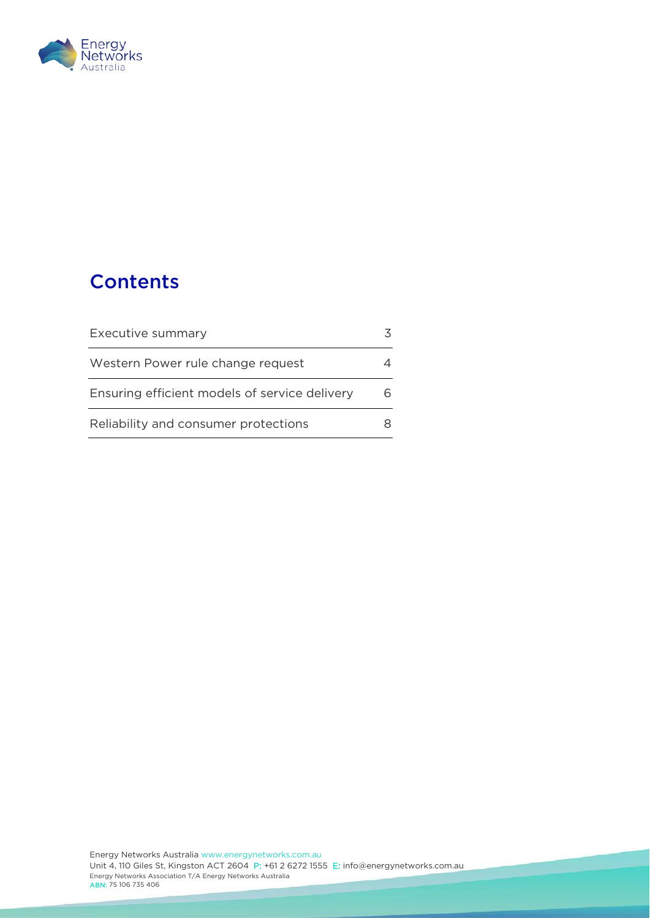## Contents

| | |
|---|---|
| Executive summary | 3 |
| Western Power rule change request | 4 |
| Ensuring efficient models of service delivery | 6 |
| Reliability and consumer protections | 8 |

Energy Networks Australia www.energynetworks.com.au
Unit 4, 110 Giles St, Kingston ACT 2604 P: +61 2 6272 1555 E: info@energynetworks.com.au
Energy Networks Association T/A Energy Networks Australia
ABN: 75 106 735 406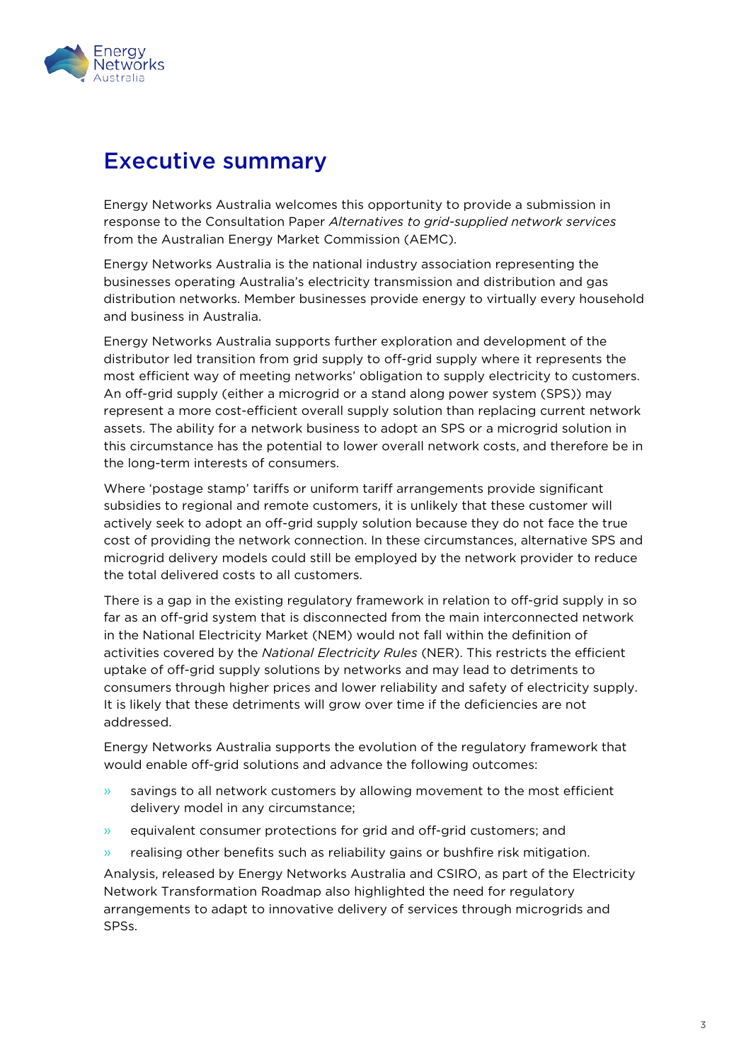# Executive summary

Energy Networks Australia welcomes this opportunity to provide a submission in response to the Consultation Paper *Alternatives to grid-supplied network services* from the Australian Energy Market Commission (AEMC).

Energy Networks Australia is the national industry association representing the businesses operating Australia's electricity transmission and distribution and gas distribution networks. Member businesses provide energy to virtually every household and business in Australia.

Energy Networks Australia supports further exploration and development of the distributor led transition from grid supply to off-grid supply where it represents the most efficient way of meeting networks' obligation to supply electricity to customers. An off-grid supply (either a microgrid or a stand along power system (SPS)) may represent a more cost-efficient overall supply solution than replacing current network assets. The ability for a network business to adopt an SPS or a microgrid solution in this circumstance has the potential to lower overall network costs, and therefore be in the long-term interests of consumers.

Where 'postage stamp' tariffs or uniform tariff arrangements provide significant subsidies to regional and remote customers, it is unlikely that these customer will actively seek to adopt an off-grid supply solution because they do not face the true cost of providing the network connection. In these circumstances, alternative SPS and microgrid delivery models could still be employed by the network provider to reduce the total delivered costs to all customers.

There is a gap in the existing regulatory framework in relation to off-grid supply in so far as an off-grid system that is disconnected from the main interconnected network in the National Electricity Market (NEM) would not fall within the definition of activities covered by the *National Electricity Rules* (NER). This restricts the efficient uptake of off-grid supply solutions by networks and may lead to detriments to consumers through higher prices and lower reliability and safety of electricity supply. It is likely that these detriments will grow over time if the deficiencies are not addressed.

Energy Networks Australia supports the evolution of the regulatory framework that would enable off-grid solutions and advance the following outcomes:

- savings to all network customers by allowing movement to the most efficient delivery model in any circumstance;
- equivalent consumer protections for grid and off-grid customers; and
- realising other benefits such as reliability gains or bushfire risk mitigation.

Analysis, released by Energy Networks Australia and CSIRO, as part of the Electricity Network Transformation Roadmap also highlighted the need for regulatory arrangements to adapt to innovative delivery of services through microgrids and SPSs.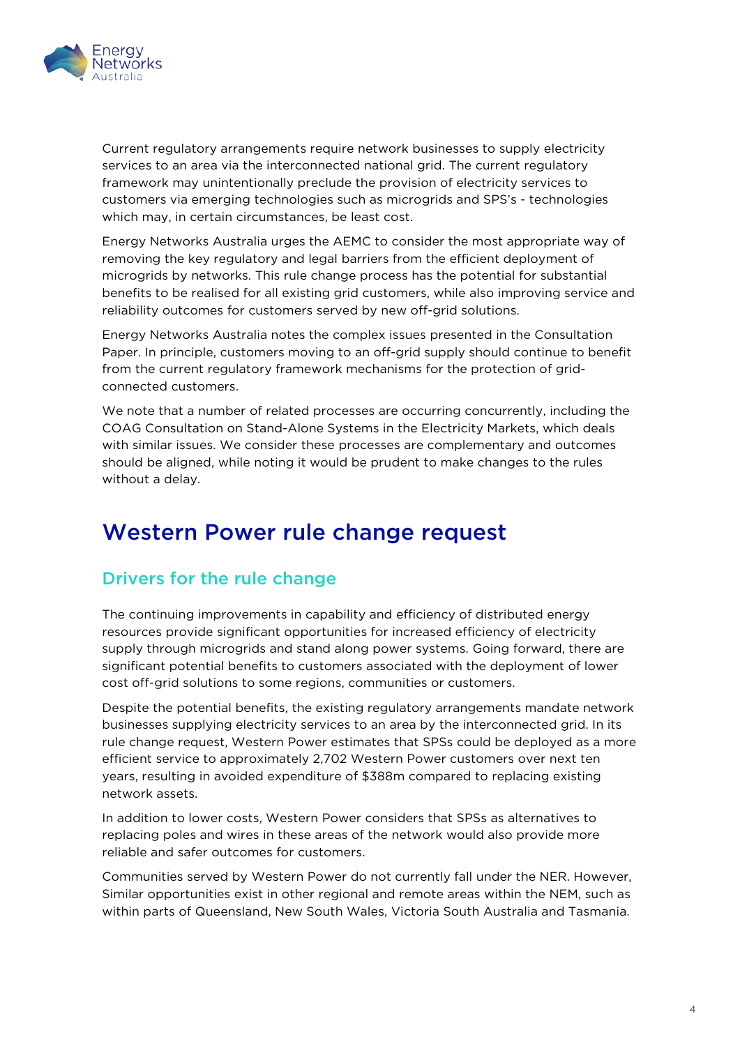Current regulatory arrangements require network businesses to supply electricity services to an area via the interconnected national grid. The current regulatory framework may unintentionally preclude the provision of electricity services to customers via emerging technologies such as microgrids and SPS's - technologies which may, in certain circumstances, be least cost.

Energy Networks Australia urges the AEMC to consider the most appropriate way of removing the key regulatory and legal barriers from the efficient deployment of microgrids by networks. This rule change process has the potential for substantial benefits to be realised for all existing grid customers, while also improving service and reliability outcomes for customers served by new off-grid solutions.

Energy Networks Australia notes the complex issues presented in the Consultation Paper. In principle, customers moving to an off-grid supply should continue to benefit from the current regulatory framework mechanisms for the protection of grid-connected customers.

We note that a number of related processes are occurring concurrently, including the COAG Consultation on Stand-Alone Systems in the Electricity Markets, which deals with similar issues. We consider these processes are complementary and outcomes should be aligned, while noting it would be prudent to make changes to the rules without a delay.

# Western Power rule change request

## Drivers for the rule change

The continuing improvements in capability and efficiency of distributed energy resources provide significant opportunities for increased efficiency of electricity supply through microgrids and stand along power systems. Going forward, there are significant potential benefits to customers associated with the deployment of lower cost off-grid solutions to some regions, communities or customers.

Despite the potential benefits, the existing regulatory arrangements mandate network businesses supplying electricity services to an area by the interconnected grid. In its rule change request, Western Power estimates that SPSs could be deployed as a more efficient service to approximately 2,702 Western Power customers over next ten years, resulting in avoided expenditure of $388m compared to replacing existing network assets.

In addition to lower costs, Western Power considers that SPSs as alternatives to replacing poles and wires in these areas of the network would also provide more reliable and safer outcomes for customers.

Communities served by Western Power do not currently fall under the NER. However, Similar opportunities exist in other regional and remote areas within the NEM, such as within parts of Queensland, New South Wales, Victoria South Australia and Tasmania.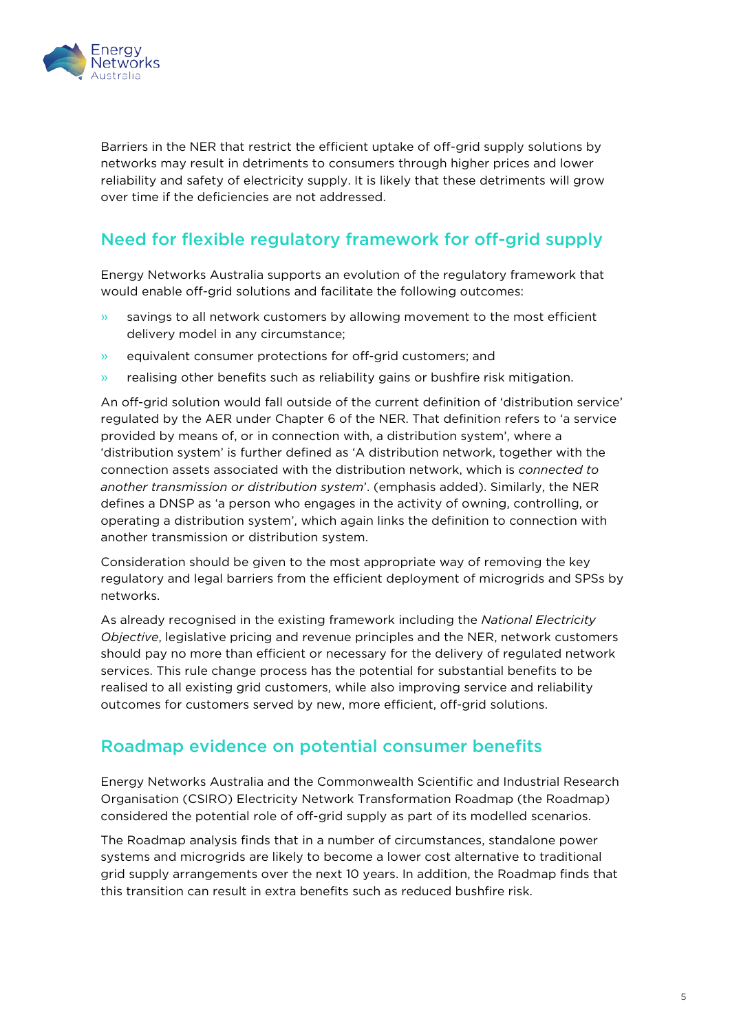Barriers in the NER that restrict the efficient uptake of off-grid supply solutions by networks may result in detriments to consumers through higher prices and lower reliability and safety of electricity supply. It is likely that these detriments will grow over time if the deficiencies are not addressed.

## Need for flexible regulatory framework for off-grid supply

Energy Networks Australia supports an evolution of the regulatory framework that would enable off-grid solutions and facilitate the following outcomes:

- savings to all network customers by allowing movement to the most efficient delivery model in any circumstance;
- equivalent consumer protections for off-grid customers; and
- realising other benefits such as reliability gains or bushfire risk mitigation.

An off-grid solution would fall outside of the current definition of 'distribution service' regulated by the AER under Chapter 6 of the NER. That definition refers to 'a service provided by means of, or in connection with, a distribution system', where a 'distribution system' is further defined as 'A distribution network, together with the connection assets associated with the distribution network, which is *connected to another transmission or distribution system*'. (emphasis added). Similarly, the NER defines a DNSP as 'a person who engages in the activity of owning, controlling, or operating a distribution system', which again links the definition to connection with another transmission or distribution system.

Consideration should be given to the most appropriate way of removing the key regulatory and legal barriers from the efficient deployment of microgrids and SPSs by networks.

As already recognised in the existing framework including the *National Electricity Objective*, legislative pricing and revenue principles and the NER, network customers should pay no more than efficient or necessary for the delivery of regulated network services. This rule change process has the potential for substantial benefits to be realised to all existing grid customers, while also improving service and reliability outcomes for customers served by new, more efficient, off-grid solutions.

## Roadmap evidence on potential consumer benefits

Energy Networks Australia and the Commonwealth Scientific and Industrial Research Organisation (CSIRO) Electricity Network Transformation Roadmap (the Roadmap) considered the potential role of off-grid supply as part of its modelled scenarios.

The Roadmap analysis finds that in a number of circumstances, standalone power systems and microgrids are likely to become a lower cost alternative to traditional grid supply arrangements over the next 10 years. In addition, the Roadmap finds that this transition can result in extra benefits such as reduced bushfire risk.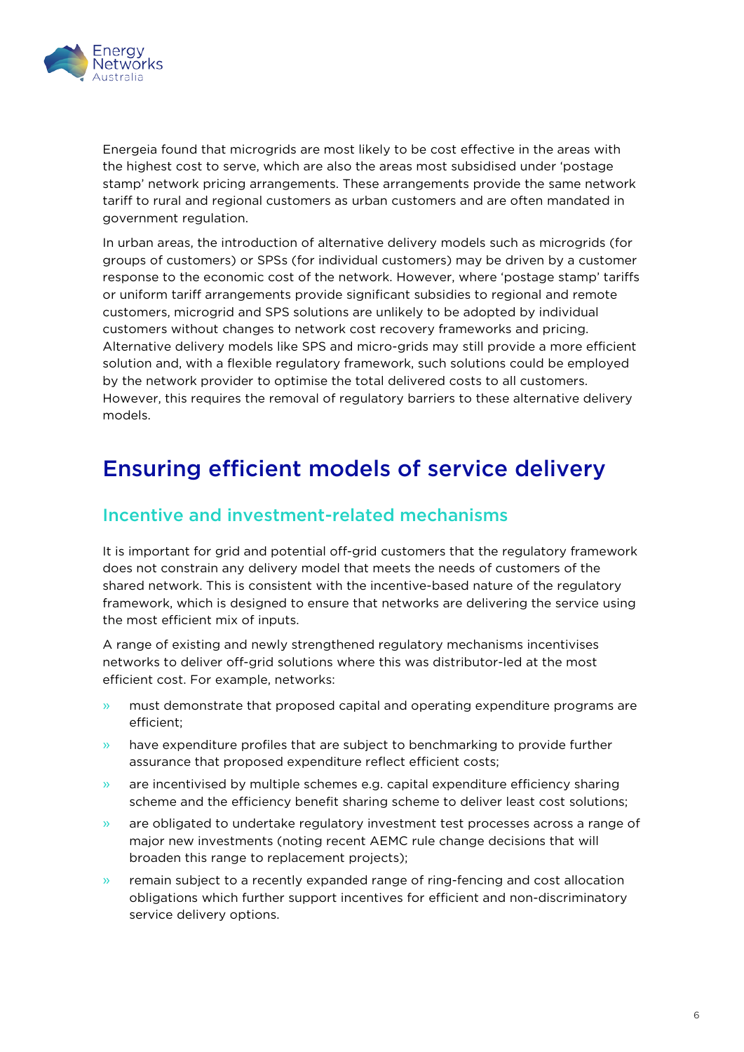Energeia found that microgrids are most likely to be cost effective in the areas with the highest cost to serve, which are also the areas most subsidised under 'postage stamp' network pricing arrangements. These arrangements provide the same network tariff to rural and regional customers as urban customers and are often mandated in government regulation.

In urban areas, the introduction of alternative delivery models such as microgrids (for groups of customers) or SPSs (for individual customers) may be driven by a customer response to the economic cost of the network. However, where 'postage stamp' tariffs or uniform tariff arrangements provide significant subsidies to regional and remote customers, microgrid and SPS solutions are unlikely to be adopted by individual customers without changes to network cost recovery frameworks and pricing. Alternative delivery models like SPS and micro-grids may still provide a more efficient solution and, with a flexible regulatory framework, such solutions could be employed by the network provider to optimise the total delivered costs to all customers. However, this requires the removal of regulatory barriers to these alternative delivery models.

# Ensuring efficient models of service delivery

## Incentive and investment-related mechanisms

It is important for grid and potential off-grid customers that the regulatory framework does not constrain any delivery model that meets the needs of customers of the shared network. This is consistent with the incentive-based nature of the regulatory framework, which is designed to ensure that networks are delivering the service using the most efficient mix of inputs.

A range of existing and newly strengthened regulatory mechanisms incentivises networks to deliver off-grid solutions where this was distributor-led at the most efficient cost. For example, networks:

- must demonstrate that proposed capital and operating expenditure programs are efficient;
- have expenditure profiles that are subject to benchmarking to provide further assurance that proposed expenditure reflect efficient costs;
- are incentivised by multiple schemes e.g. capital expenditure efficiency sharing scheme and the efficiency benefit sharing scheme to deliver least cost solutions;
- are obligated to undertake regulatory investment test processes across a range of major new investments (noting recent AEMC rule change decisions that will broaden this range to replacement projects);
- remain subject to a recently expanded range of ring-fencing and cost allocation obligations which further support incentives for efficient and non-discriminatory service delivery options.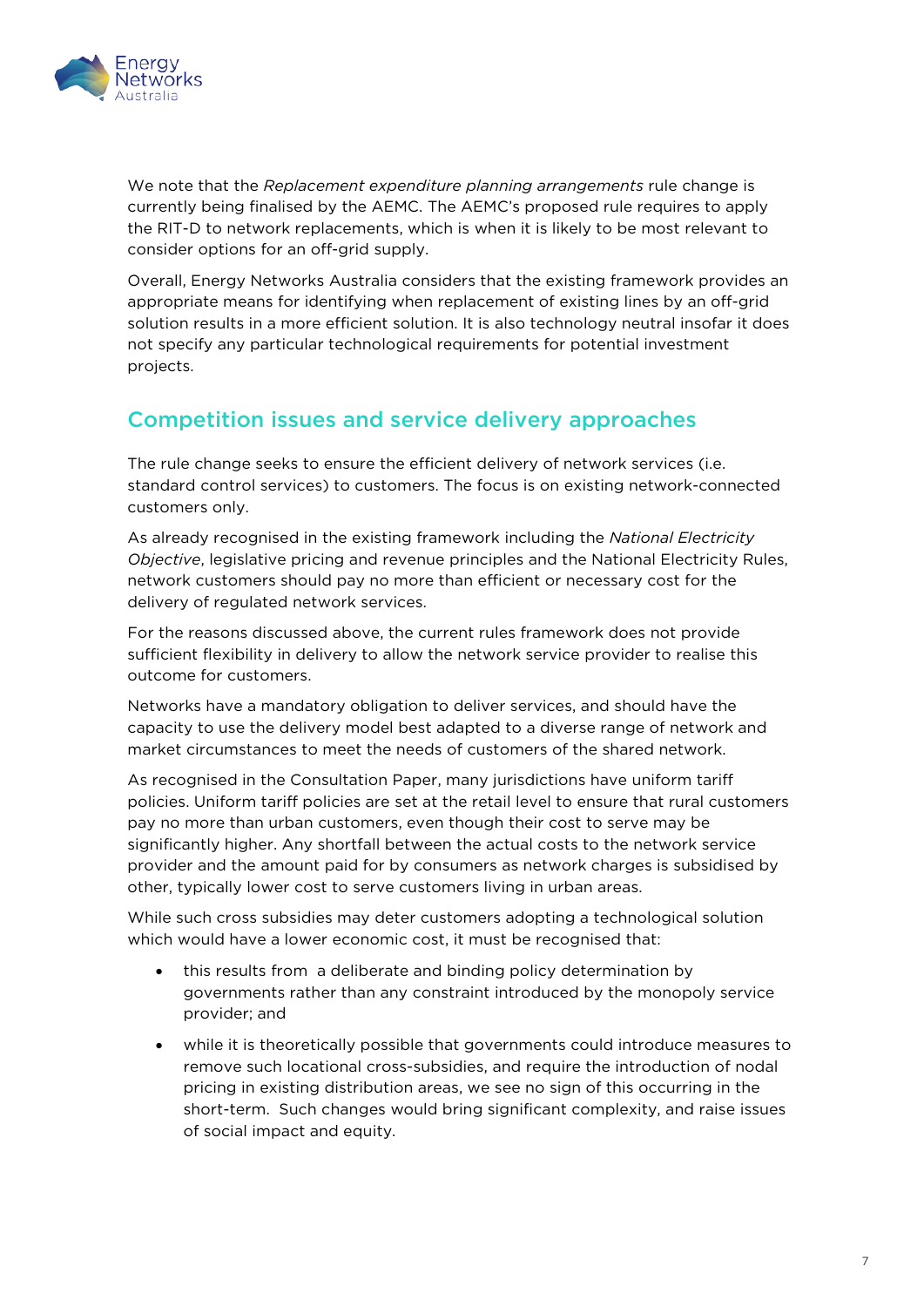We note that the *Replacement expenditure planning arrangements* rule change is currently being finalised by the AEMC. The AEMC's proposed rule requires to apply the RIT-D to network replacements, which is when it is likely to be most relevant to consider options for an off-grid supply.

Overall, Energy Networks Australia considers that the existing framework provides an appropriate means for identifying when replacement of existing lines by an off-grid solution results in a more efficient solution. It is also technology neutral insofar it does not specify any particular technological requirements for potential investment projects.

## Competition issues and service delivery approaches

The rule change seeks to ensure the efficient delivery of network services (i.e. standard control services) to customers. The focus is on existing network-connected customers only.

As already recognised in the existing framework including the *National Electricity Objective*, legislative pricing and revenue principles and the National Electricity Rules, network customers should pay no more than efficient or necessary cost for the delivery of regulated network services.

For the reasons discussed above, the current rules framework does not provide sufficient flexibility in delivery to allow the network service provider to realise this outcome for customers.

Networks have a mandatory obligation to deliver services, and should have the capacity to use the delivery model best adapted to a diverse range of network and market circumstances to meet the needs of customers of the shared network.

As recognised in the Consultation Paper, many jurisdictions have uniform tariff policies. Uniform tariff policies are set at the retail level to ensure that rural customers pay no more than urban customers, even though their cost to serve may be significantly higher. Any shortfall between the actual costs to the network service provider and the amount paid for by consumers as network charges is subsidised by other, typically lower cost to serve customers living in urban areas.

While such cross subsidies may deter customers adopting a technological solution which would have a lower economic cost, it must be recognised that:

- this results from a deliberate and binding policy determination by governments rather than any constraint introduced by the monopoly service provider; and
- while it is theoretically possible that governments could introduce measures to remove such locational cross-subsidies, and require the introduction of nodal pricing in existing distribution areas, we see no sign of this occurring in the short-term. Such changes would bring significant complexity, and raise issues of social impact and equity.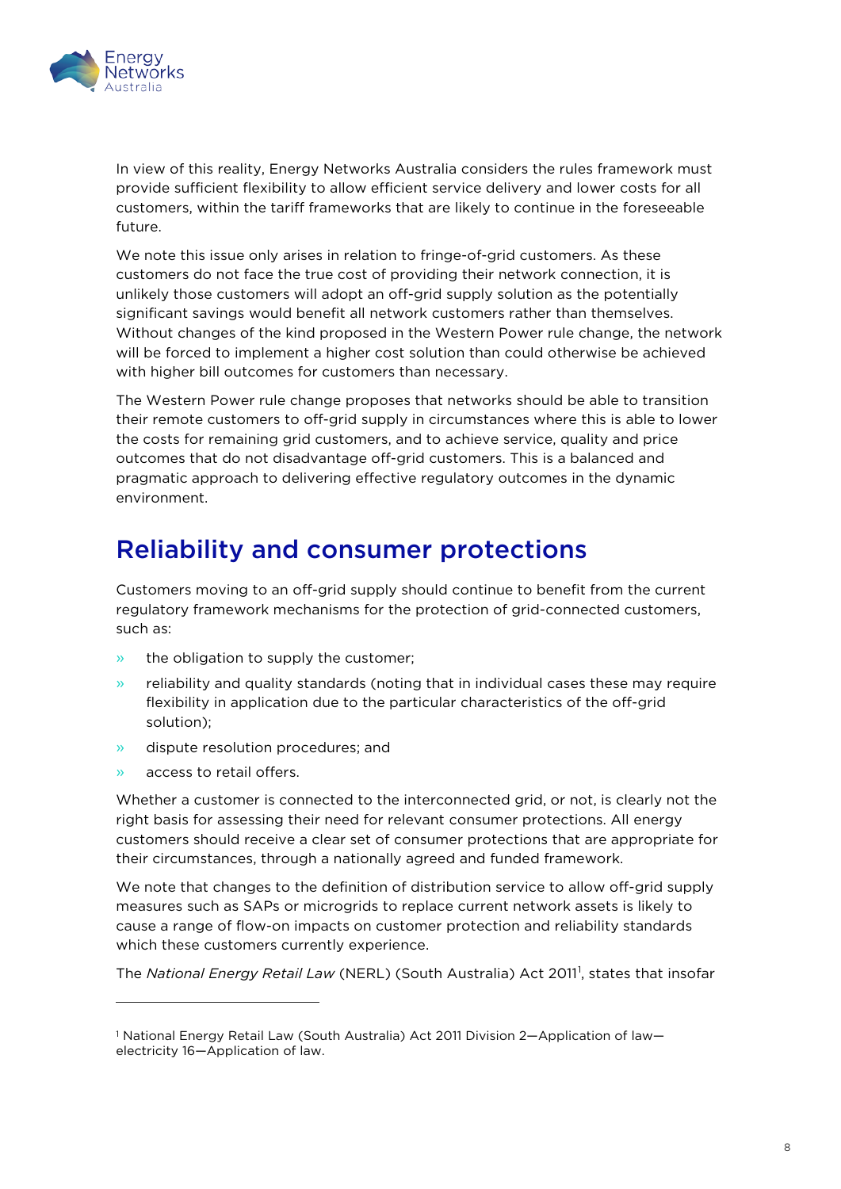In view of this reality, Energy Networks Australia considers the rules framework must provide sufficient flexibility to allow efficient service delivery and lower costs for all customers, within the tariff frameworks that are likely to continue in the foreseeable future.

We note this issue only arises in relation to fringe-of-grid customers. As these customers do not face the true cost of providing their network connection, it is unlikely those customers will adopt an off-grid supply solution as the potentially significant savings would benefit all network customers rather than themselves. Without changes of the kind proposed in the Western Power rule change, the network will be forced to implement a higher cost solution than could otherwise be achieved with higher bill outcomes for customers than necessary.

The Western Power rule change proposes that networks should be able to transition their remote customers to off-grid supply in circumstances where this is able to lower the costs for remaining grid customers, and to achieve service, quality and price outcomes that do not disadvantage off-grid customers. This is a balanced and pragmatic approach to delivering effective regulatory outcomes in the dynamic environment.

## Reliability and consumer protections

Customers moving to an off-grid supply should continue to benefit from the current regulatory framework mechanisms for the protection of grid-connected customers, such as:

- the obligation to supply the customer;
- reliability and quality standards (noting that in individual cases these may require flexibility in application due to the particular characteristics of the off-grid solution);
- dispute resolution procedures; and
- access to retail offers.

Whether a customer is connected to the interconnected grid, or not, is clearly not the right basis for assessing their need for relevant consumer protections. All energy customers should receive a clear set of consumer protections that are appropriate for their circumstances, through a nationally agreed and funded framework.

We note that changes to the definition of distribution service to allow off-grid supply measures such as SAPs or microgrids to replace current network assets is likely to cause a range of flow-on impacts on customer protection and reliability standards which these customers currently experience.

The *National Energy Retail Law* (NERL) (South Australia) Act 2011[1], states that insofar

[1] National Energy Retail Law (South Australia) Act 2011 Division 2—Application of law—electricity 16—Application of law.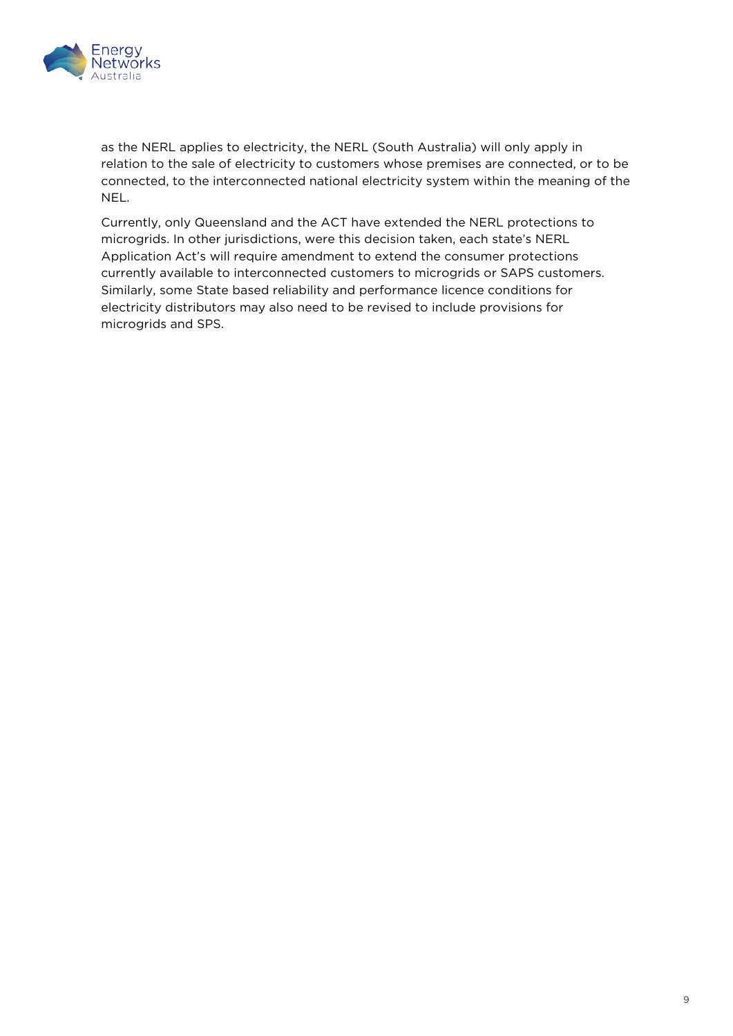as the NERL applies to electricity, the NERL (South Australia) will only apply in relation to the sale of electricity to customers whose premises are connected, or to be connected, to the interconnected national electricity system within the meaning of the NEL.

Currently, only Queensland and the ACT have extended the NERL protections to microgrids. In other jurisdictions, were this decision taken, each state's NERL Application Act's will require amendment to extend the consumer protections currently available to interconnected customers to microgrids or SAPS customers. Similarly, some State based reliability and performance licence conditions for electricity distributors may also need to be revised to include provisions for microgrids and SPS.